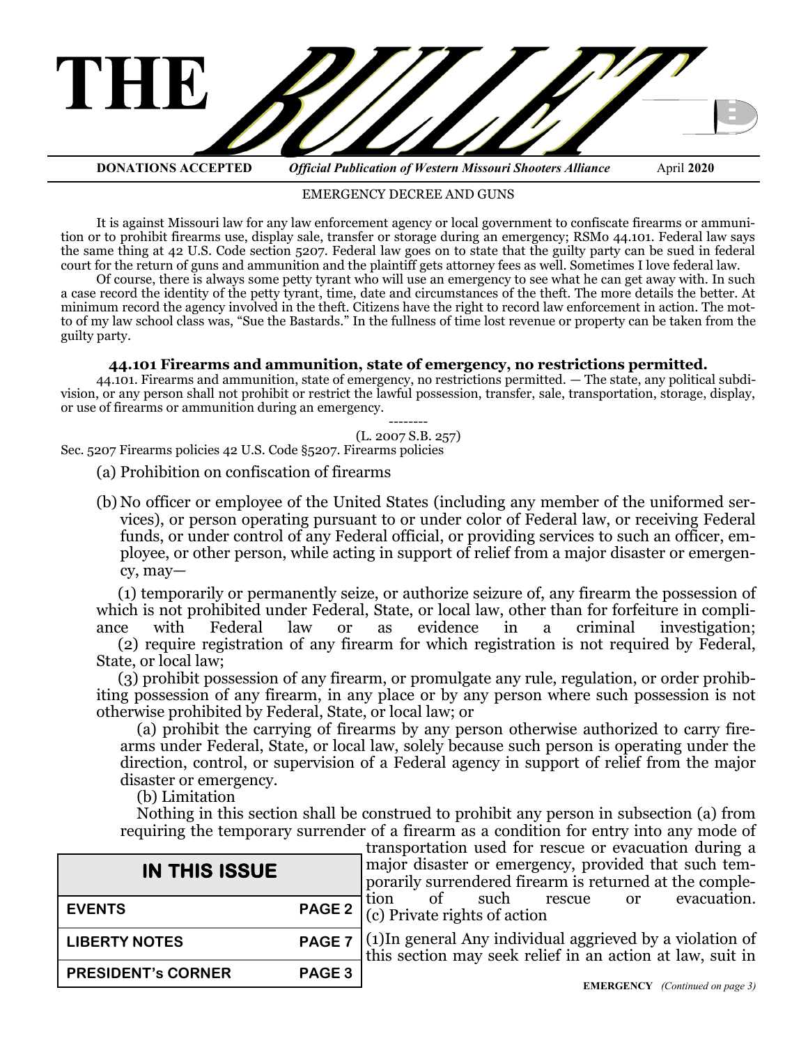# THE BULLET

**DONATIONS ACCEPTED** — ***Official Publication of Western Missouri Shooters Alliance*** — April **2020**

## EMERGENCY DECREE AND GUNS

It is against Missouri law for any law enforcement agency or local government to confiscate firearms or ammunition or to prohibit firearms use, display sale, transfer or storage during an emergency; RSMo 44.101. Federal law says the same thing at 42 U.S. Code section 5207. Federal law goes on to state that the guilty party can be sued in federal court for the return of guns and ammunition and the plaintiff gets attorney fees as well. Sometimes I love federal law.

Of course, there is always some petty tyrant who will use an emergency to see what he can get away with. In such a case record the identity of the petty tyrant, time, date and circumstances of the theft. The more details the better. At minimum record the agency involved in the theft. Citizens have the right to record law enforcement in action. The motto of my law school class was, "Sue the Bastards." In the fullness of time lost revenue or property can be taken from the guilty party.

**44.101 Firearms and ammunition, state of emergency, no restrictions permitted.**

44.101. Firearms and ammunition, state of emergency, no restrictions permitted. — The state, any political subdivision, or any person shall not prohibit or restrict the lawful possession, transfer, sale, transportation, storage, display, or use of firearms or ammunition during an emergency.

--------

(L. 2007 S.B. 257)

Sec. 5207 Firearms policies 42 U.S. Code §5207. Firearms policies

(a) Prohibition on confiscation of firearms

(b) No officer or employee of the United States (including any member of the uniformed services), or person operating pursuant to or under color of Federal law, or receiving Federal funds, or under control of any Federal official, or providing services to such an officer, employee, or other person, while acting in support of relief from a major disaster or emergency, may—

(1) temporarily or permanently seize, or authorize seizure of, any firearm the possession of which is not prohibited under Federal, State, or local law, other than for forfeiture in compliance with Federal law or as evidence in a criminal investigation;

(2) require registration of any firearm for which registration is not required by Federal, State, or local law;

(3) prohibit possession of any firearm, or promulgate any rule, regulation, or order prohibiting possession of any firearm, in any place or by any person where such possession is not otherwise prohibited by Federal, State, or local law; or

(a) prohibit the carrying of firearms by any person otherwise authorized to carry firearms under Federal, State, or local law, solely because such person is operating under the direction, control, or supervision of a Federal agency in support of relief from the major disaster or emergency.

(b) Limitation

Nothing in this section shall be construed to prohibit any person in subsection (a) from requiring the temporary surrender of a firearm as a condition for entry into any mode of transportation used for rescue or evacuation during a major disaster or emergency, provided that such temporarily surrendered firearm is returned at the completion of such rescue or evacuation.

(c) Private rights of action

(1)In general Any individual aggrieved by a violation of this section may seek relief in an action at law, suit in

**EMERGENCY** *(Continued on page 3)*

| IN THIS ISSUE | |
|---|---|
| EVENTS | PAGE 2 |
| LIBERTY NOTES | PAGE 7 |
| PRESIDENT's CORNER | PAGE 3 |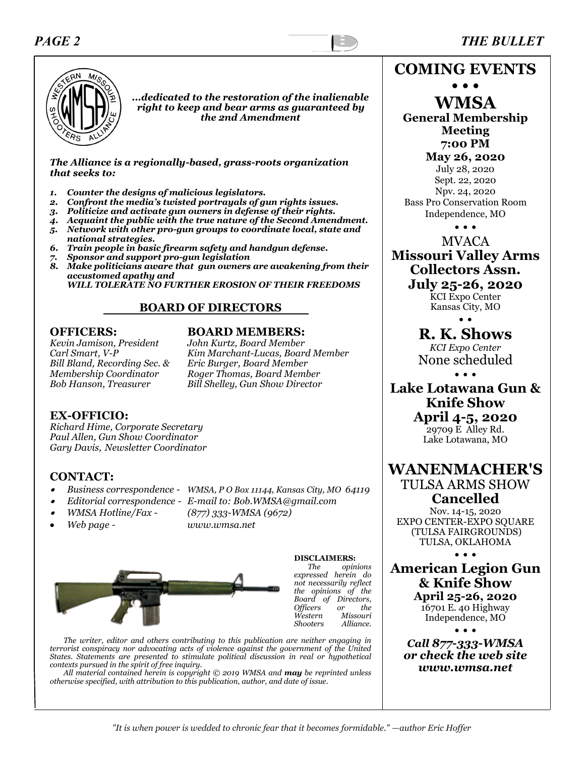*...dedicated to the restoration of the inalienable right to keep and bear arms as guaranteed by the 2nd Amendment*

***The Alliance is a regionally-based, grass-roots organization that seeks to:***

1. ***Counter the designs of malicious legislators.***
2. ***Confront the media's twisted portrayals of gun rights issues.***
3. ***Politicize and activate gun owners in defense of their rights.***
4. ***Acquaint the public with the true nature of the Second Amendment.***
5. ***Network with other pro-gun groups to coordinate local, state and national strategies.***
6. ***Train people in basic firearm safety and handgun defense.***
7. ***Sponsor and support pro-gun legislation***
8. ***Make politicians aware that gun owners are awakening from their accustomed apathy and WILL TOLERATE NO FURTHER EROSION OF THEIR FREEDOMS***

## BOARD OF DIRECTORS

### OFFICERS:

*Kevin Jamison, President*
*Carl Smart, V-P*
*Bill Bland, Recording Sec. & Membership Coordinator*
*Bob Hanson, Treasurer*

### BOARD MEMBERS:

*John Kurtz, Board Member*
*Kim Marchant-Lucas, Board Member*
*Eric Burger, Board Member*
*Roger Thomas, Board Member*
*Bill Shelley, Gun Show Director*

### EX-OFFICIO:

*Richard Hime, Corporate Secretary*
*Paul Allen, Gun Show Coordinator*
*Gary Davis, Newsletter Coordinator*

### CONTACT:

- *Business correspondence - WMSA, P O Box 11144, Kansas City, MO 64119*
- *Editorial correspondence - E-mail to: Bob.WMSA@gmail.com*
- *WMSA Hotline/Fax - (877) 333-WMSA (9672)*
- *Web page - www.wmsa.net*

**DISCLAIMERS:**
*The opinions expressed herein do not necessarily reflect the opinions of the Board of Directors, Officers or the Western Missouri Shooters Alliance.*

*The writer, editor and others contributing to this publication are neither engaging in terrorist conspiracy nor advocating acts of violence against the government of the United States. Statements are presented to stimulate political discussion in real or hypothetical contexts pursued in the spirit of free inquiry.*

*All material contained herein is copyright © 2019 WMSA and **may** be reprinted unless otherwise specified, with attribution to this publication, author, and date of issue.*

## COMING EVENTS

• • •

### WMSA

**General Membership Meeting**
**7:00 PM**
**May 26, 2020**
July 28, 2020
Sept. 22, 2020
Npv. 24, 2020
Bass Pro Conservation Room
Independence, MO

• • •

MVACA
**Missouri Valley Arms Collectors Assn.**
**July 25-26, 2020**
KCI Expo Center
Kansas City, MO

• •

**R. K. Shows**
*KCI Expo Center*
None scheduled

• • •

**Lake Lotawana Gun & Knife Show**
**April 4-5, 2020**
29709 E Alley Rd.
Lake Lotawana, MO

### WANENMACHER'S

TULSA ARMS SHOW
**Cancelled**
Nov. 14-15, 2020
EXPO CENTER-EXPO SQUARE
(TULSA FAIRGROUNDS)
TULSA, OKLAHOMA

• • •

**American Legion Gun & Knife Show**
**April 25-26, 2020**
16701 E. 40 Highway
Independence, MO

• • •

***Call 877-333-WMSA or check the web site www.wmsa.net***

*"It is when power is wedded to chronic fear that it becomes formidable." —author Eric Hoffer*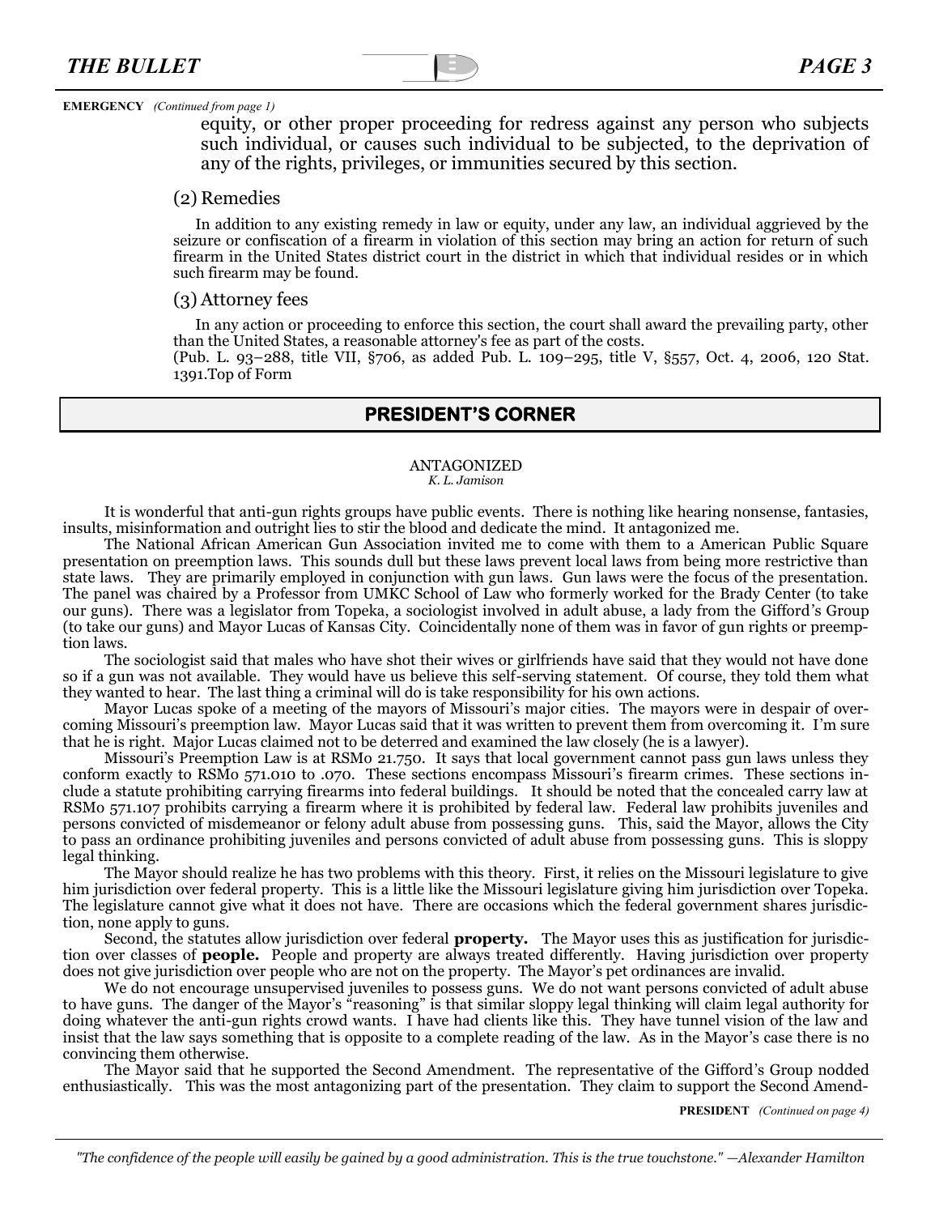**EMERGENCY** *(Continued from page 1)*

equity, or other proper proceeding for redress against any person who subjects such individual, or causes such individual to be subjected, to the deprivation of any of the rights, privileges, or immunities secured by this section.

(2) Remedies

In addition to any existing remedy in law or equity, under any law, an individual aggrieved by the seizure or confiscation of a firearm in violation of this section may bring an action for return of such firearm in the United States district court in the district in which that individual resides or in which such firearm may be found.

(3) Attorney fees

In any action or proceeding to enforce this section, the court shall award the prevailing party, other than the United States, a reasonable attorney's fee as part of the costs.

(Pub. L. 93–288, title VII, §706, as added Pub. L. 109–295, title V, §557, Oct. 4, 2006, 120 Stat. 1391.Top of Form

## PRESIDENT'S CORNER

### ANTAGONIZED

*K. L. Jamison*

It is wonderful that anti-gun rights groups have public events. There is nothing like hearing nonsense, fantasies, insults, misinformation and outright lies to stir the blood and dedicate the mind. It antagonized me.

The National African American Gun Association invited me to come with them to a American Public Square presentation on preemption laws. This sounds dull but these laws prevent local laws from being more restrictive than state laws. They are primarily employed in conjunction with gun laws. Gun laws were the focus of the presentation. The panel was chaired by a Professor from UMKC School of Law who formerly worked for the Brady Center (to take our guns). There was a legislator from Topeka, a sociologist involved in adult abuse, a lady from the Gifford's Group (to take our guns) and Mayor Lucas of Kansas City. Coincidentally none of them was in favor of gun rights or preemption laws.

The sociologist said that males who have shot their wives or girlfriends have said that they would not have done so if a gun was not available. They would have us believe this self-serving statement. Of course, they told them what they wanted to hear. The last thing a criminal will do is take responsibility for his own actions.

Mayor Lucas spoke of a meeting of the mayors of Missouri's major cities. The mayors were in despair of overcoming Missouri's preemption law. Mayor Lucas said that it was written to prevent them from overcoming it. I'm sure that he is right. Major Lucas claimed not to be deterred and examined the law closely (he is a lawyer).

Missouri's Preemption Law is at RSMo 21.750. It says that local government cannot pass gun laws unless they conform exactly to RSMo 571.010 to .070. These sections encompass Missouri's firearm crimes. These sections include a statute prohibiting carrying firearms into federal buildings. It should be noted that the concealed carry law at RSMo 571.107 prohibits carrying a firearm where it is prohibited by federal law. Federal law prohibits juveniles and persons convicted of misdemeanor or felony adult abuse from possessing guns. This, said the Mayor, allows the City to pass an ordinance prohibiting juveniles and persons convicted of adult abuse from possessing guns. This is sloppy legal thinking.

The Mayor should realize he has two problems with this theory. First, it relies on the Missouri legislature to give him jurisdiction over federal property. This is a little like the Missouri legislature giving him jurisdiction over Topeka. The legislature cannot give what it does not have. There are occasions which the federal government shares jurisdiction, none apply to guns.

Second, the statutes allow jurisdiction over federal **property.** The Mayor uses this as justification for jurisdiction over classes of **people.** People and property are always treated differently. Having jurisdiction over property does not give jurisdiction over people who are not on the property. The Mayor's pet ordinances are invalid.

We do not encourage unsupervised juveniles to possess guns. We do not want persons convicted of adult abuse to have guns. The danger of the Mayor's "reasoning" is that similar sloppy legal thinking will claim legal authority for doing whatever the anti-gun rights crowd wants. I have had clients like this. They have tunnel vision of the law and insist that the law says something that is opposite to a complete reading of the law. As in the Mayor's case there is no convincing them otherwise.

The Mayor said that he supported the Second Amendment. The representative of the Gifford's Group nodded enthusiastically. This was the most antagonizing part of the presentation. They claim to support the Second Amend-

**PRESIDENT** *(Continued on page 4)*

*"The confidence of the people will easily be gained by a good administration. This is the true touchstone." —Alexander Hamilton*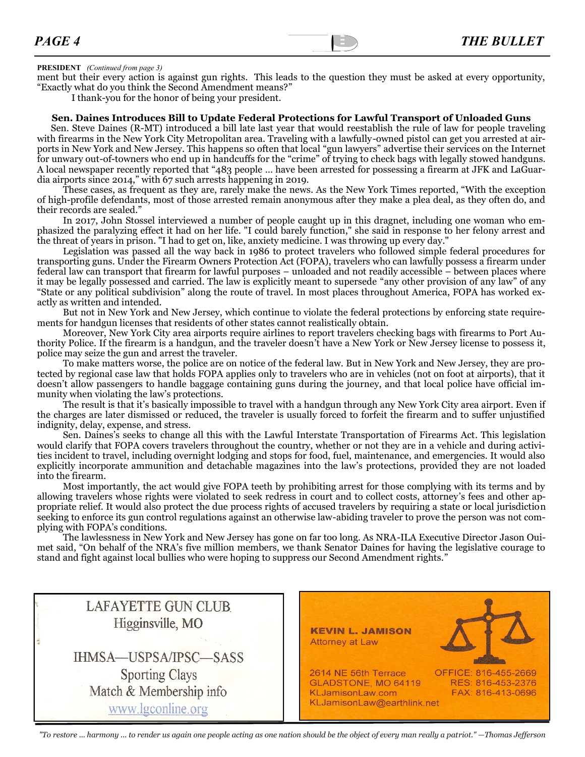**PRESIDENT** *(Continued from page 3)*

ment but their every action is against gun rights. This leads to the question they must be asked at every opportunity, "Exactly what do you think the Second Amendment means?"

I thank-you for the honor of being your president.

### Sen. Daines Introduces Bill to Update Federal Protections for Lawful Transport of Unloaded Guns

Sen. Steve Daines (R-MT) introduced a bill late last year that would reestablish the rule of law for people traveling with firearms in the New York City Metropolitan area. Traveling with a lawfully-owned pistol can get you arrested at airports in New York and New Jersey. This happens so often that local "gun lawyers" advertise their services on the Internet for unwary out-of-towners who end up in handcuffs for the "crime" of trying to check bags with legally stowed handguns. A local newspaper recently reported that "483 people … have been arrested for possessing a firearm at JFK and LaGuardia airports since 2014," with 67 such arrests happening in 2019.

These cases, as frequent as they are, rarely make the news. As the New York Times reported, "With the exception of high-profile defendants, most of those arrested remain anonymous after they make a plea deal, as they often do, and their records are sealed."

In 2017, John Stossel interviewed a number of people caught up in this dragnet, including one woman who emphasized the paralyzing effect it had on her life. "I could barely function," she said in response to her felony arrest and the threat of years in prison. "I had to get on, like, anxiety medicine. I was throwing up every day."

Legislation was passed all the way back in 1986 to protect travelers who followed simple federal procedures for transporting guns. Under the Firearm Owners Protection Act (FOPA), travelers who can lawfully possess a firearm under federal law can transport that firearm for lawful purposes – unloaded and not readily accessible – between places where it may be legally possessed and carried. The law is explicitly meant to supersede "any other provision of any law" of any "State or any political subdivision" along the route of travel. In most places throughout America, FOPA has worked exactly as written and intended.

But not in New York and New Jersey, which continue to violate the federal protections by enforcing state requirements for handgun licenses that residents of other states cannot realistically obtain.

Moreover, New York City area airports require airlines to report travelers checking bags with firearms to Port Authority Police. If the firearm is a handgun, and the traveler doesn't have a New York or New Jersey license to possess it, police may seize the gun and arrest the traveler.

To make matters worse, the police are on notice of the federal law. But in New York and New Jersey, they are protected by regional case law that holds FOPA applies only to travelers who are in vehicles (not on foot at airports), that it doesn't allow passengers to handle baggage containing guns during the journey, and that local police have official immunity when violating the law's protections.

The result is that it's basically impossible to travel with a handgun through any New York City area airport. Even if the charges are later dismissed or reduced, the traveler is usually forced to forfeit the firearm and to suffer unjustified indignity, delay, expense, and stress.

Sen. Daines's seeks to change all this with the Lawful Interstate Transportation of Firearms Act. This legislation would clarify that FOPA covers travelers throughout the country, whether or not they are in a vehicle and during activities incident to travel, including overnight lodging and stops for food, fuel, maintenance, and emergencies. It would also explicitly incorporate ammunition and detachable magazines into the law's protections, provided they are not loaded into the firearm.

Most importantly, the act would give FOPA teeth by prohibiting arrest for those complying with its terms and by allowing travelers whose rights were violated to seek redress in court and to collect costs, attorney's fees and other appropriate relief. It would also protect the due process rights of accused travelers by requiring a state or local jurisdiction seeking to enforce its gun control regulations against an otherwise law-abiding traveler to prove the person was not complying with FOPA's conditions.

The lawlessness in New York and New Jersey has gone on far too long. As NRA-ILA Executive Director Jason Ouimet said, "On behalf of the NRA's five million members, we thank Senator Daines for having the legislative courage to stand and fight against local bullies who were hoping to suppress our Second Amendment rights."

---

LAFAYETTE GUN CLUB
Higginsville, MO

IHMSA—USPSA/IPSC—SASS
Sporting Clays
Match & Membership info
www.lgconline.org

---

**KEVIN L. JAMISON**
Attorney at Law

2614 NE 56th Terrace
GLADSTONE, MO 64119
KLJamisonLaw.com
KLJamisonLaw@earthlink.net

OFFICE: 816-455-2669
RES: 816-453-2376
FAX: 816-413-0696

---

*"To restore … harmony … to render us again one people acting as one nation should be the object of every man really a patriot." —Thomas Jefferson*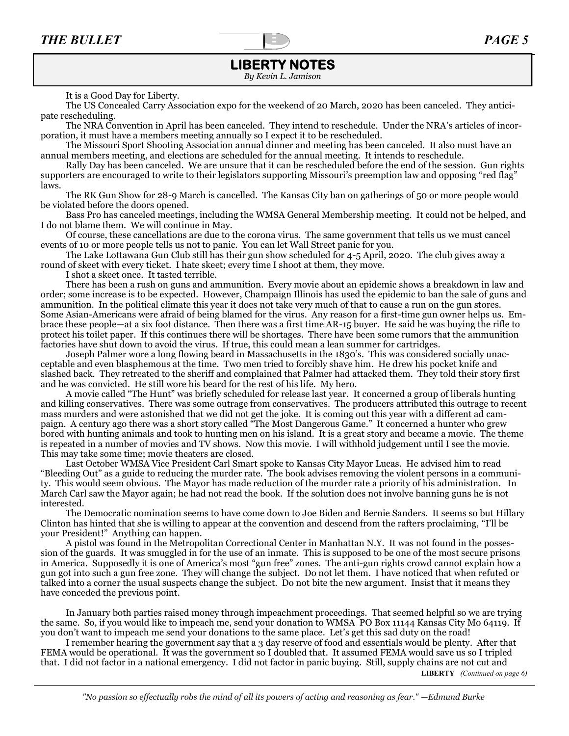## LIBERTY NOTES

*By Kevin L. Jamison*

It is a Good Day for Liberty.

The US Concealed Carry Association expo for the weekend of 20 March, 2020 has been canceled. They anticipate rescheduling.

The NRA Convention in April has been canceled. They intend to reschedule. Under the NRA's articles of incorporation, it must have a members meeting annually so I expect it to be rescheduled.

The Missouri Sport Shooting Association annual dinner and meeting has been canceled. It also must have an annual members meeting, and elections are scheduled for the annual meeting. It intends to reschedule.

Rally Day has been canceled. We are unsure that it can be rescheduled before the end of the session. Gun rights supporters are encouraged to write to their legislators supporting Missouri's preemption law and opposing "red flag" laws.

The RK Gun Show for 28-9 March is cancelled. The Kansas City ban on gatherings of 50 or more people would be violated before the doors opened.

Bass Pro has canceled meetings, including the WMSA General Membership meeting. It could not be helped, and I do not blame them. We will continue in May.

Of course, these cancellations are due to the corona virus. The same government that tells us we must cancel events of 10 or more people tells us not to panic. You can let Wall Street panic for you.

The Lake Lottawana Gun Club still has their gun show scheduled for 4-5 April, 2020. The club gives away a round of skeet with every ticket. I hate skeet; every time I shoot at them, they move.

I shot a skeet once. It tasted terrible.

There has been a rush on guns and ammunition. Every movie about an epidemic shows a breakdown in law and order; some increase is to be expected. However, Champaign Illinois has used the epidemic to ban the sale of guns and ammunition. In the political climate this year it does not take very much of that to cause a run on the gun stores. Some Asian-Americans were afraid of being blamed for the virus. Any reason for a first-time gun owner helps us. Embrace these people—at a six foot distance. Then there was a first time AR-15 buyer. He said he was buying the rifle to protect his toilet paper. If this continues there will be shortages. There have been some rumors that the ammunition factories have shut down to avoid the virus. If true, this could mean a lean summer for cartridges.

Joseph Palmer wore a long flowing beard in Massachusetts in the 1830's. This was considered socially unacceptable and even blasphemous at the time. Two men tried to forcibly shave him. He drew his pocket knife and slashed back. They retreated to the sheriff and complained that Palmer had attacked them. They told their story first and he was convicted. He still wore his beard for the rest of his life. My hero.

A movie called "The Hunt" was briefly scheduled for release last year. It concerned a group of liberals hunting and killing conservatives. There was some outrage from conservatives. The producers attributed this outrage to recent mass murders and were astonished that we did not get the joke. It is coming out this year with a different ad campaign. A century ago there was a short story called "The Most Dangerous Game." It concerned a hunter who grew bored with hunting animals and took to hunting men on his island. It is a great story and became a movie. The theme is repeated in a number of movies and TV shows. Now this movie. I will withhold judgement until I see the movie. This may take some time; movie theaters are closed.

Last October WMSA Vice President Carl Smart spoke to Kansas City Mayor Lucas. He advised him to read "Bleeding Out" as a guide to reducing the murder rate. The book advises removing the violent persons in a community. This would seem obvious. The Mayor has made reduction of the murder rate a priority of his administration. In March Carl saw the Mayor again; he had not read the book. If the solution does not involve banning guns he is not interested.

The Democratic nomination seems to have come down to Joe Biden and Bernie Sanders. It seems so but Hillary Clinton has hinted that she is willing to appear at the convention and descend from the rafters proclaiming, "I'll be your President!" Anything can happen.

A pistol was found in the Metropolitan Correctional Center in Manhattan N.Y. It was not found in the possession of the guards. It was smuggled in for the use of an inmate. This is supposed to be one of the most secure prisons in America. Supposedly it is one of America's most "gun free" zones. The anti-gun rights crowd cannot explain how a gun got into such a gun free zone. They will change the subject. Do not let them. I have noticed that when refuted or talked into a corner the usual suspects change the subject. Do not bite the new argument. Insist that it means they have conceded the previous point.

In January both parties raised money through impeachment proceedings. That seemed helpful so we are trying the same. So, if you would like to impeach me, send your donation to WMSA PO Box 11144 Kansas City Mo 64119. If you don't want to impeach me send your donations to the same place. Let's get this sad duty on the road!

I remember hearing the government say that a 3 day reserve of food and essentials would be plenty. After that FEMA would be operational. It was the government so I doubled that. It assumed FEMA would save us so I tripled that. I did not factor in a national emergency. I did not factor in panic buying. Still, supply chains are not cut and

**LIBERTY** *(Continued on page 6)*

*"No passion so effectually robs the mind of all its powers of acting and reasoning as fear." —Edmund Burke*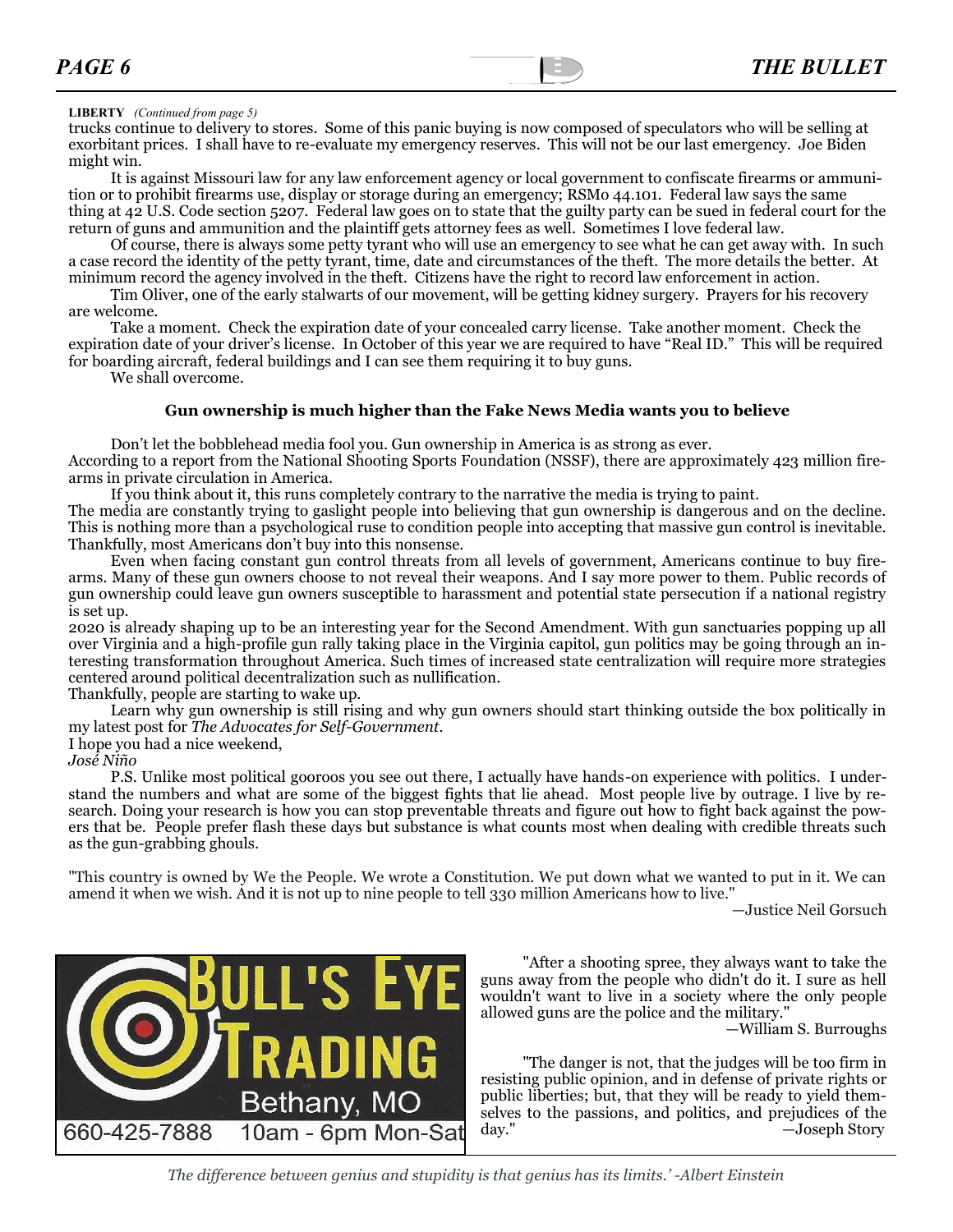**LIBERTY** *(Continued from page 5)*

trucks continue to delivery to stores. Some of this panic buying is now composed of speculators who will be selling at exorbitant prices. I shall have to re-evaluate my emergency reserves. This will not be our last emergency. Joe Biden might win.

It is against Missouri law for any law enforcement agency or local government to confiscate firearms or ammunition or to prohibit firearms use, display or storage during an emergency; RSMo 44.101. Federal law says the same thing at 42 U.S. Code section 5207. Federal law goes on to state that the guilty party can be sued in federal court for the return of guns and ammunition and the plaintiff gets attorney fees as well. Sometimes I love federal law.

Of course, there is always some petty tyrant who will use an emergency to see what he can get away with. In such a case record the identity of the petty tyrant, time, date and circumstances of the theft. The more details the better. At minimum record the agency involved in the theft. Citizens have the right to record law enforcement in action.

Tim Oliver, one of the early stalwarts of our movement, will be getting kidney surgery. Prayers for his recovery are welcome.

Take a moment. Check the expiration date of your concealed carry license. Take another moment. Check the expiration date of your driver's license. In October of this year we are required to have "Real ID." This will be required for boarding aircraft, federal buildings and I can see them requiring it to buy guns.

We shall overcome.

**Gun ownership is much higher than the Fake News Media wants you to believe**

Don't let the bobblehead media fool you. Gun ownership in America is as strong as ever.

According to a report from the National Shooting Sports Foundation (NSSF), there are approximately 423 million firearms in private circulation in America.

If you think about it, this runs completely contrary to the narrative the media is trying to paint.

The media are constantly trying to gaslight people into believing that gun ownership is dangerous and on the decline. This is nothing more than a psychological ruse to condition people into accepting that massive gun control is inevitable. Thankfully, most Americans don't buy into this nonsense.

Even when facing constant gun control threats from all levels of government, Americans continue to buy firearms. Many of these gun owners choose to not reveal their weapons. And I say more power to them. Public records of gun ownership could leave gun owners susceptible to harassment and potential state persecution if a national registry is set up.

2020 is already shaping up to be an interesting year for the Second Amendment. With gun sanctuaries popping up all over Virginia and a high-profile gun rally taking place in the Virginia capitol, gun politics may be going through an interesting transformation throughout America. Such times of increased state centralization will require more strategies centered around political decentralization such as nullification.

Thankfully, people are starting to wake up.

Learn why gun ownership is still rising and why gun owners should start thinking outside the box politically in my latest post for *The Advocates for Self-Government*.

I hope you had a nice weekend,

*José Niño*

P.S. Unlike most political gooroos you see out there, I actually have hands-on experience with politics. I understand the numbers and what are some of the biggest fights that lie ahead. Most people live by outrage. I live by research. Doing your research is how you can stop preventable threats and figure out how to fight back against the powers that be. People prefer flash these days but substance is what counts most when dealing with credible threats such as the gun-grabbing ghouls.

"This country is owned by We the People. We wrote a Constitution. We put down what we wanted to put in it. We can amend it when we wish. And it is not up to nine people to tell 330 million Americans how to live."

—Justice Neil Gorsuch

BULL'S EYE TRADING
Bethany, MO
660-425-7888 10am - 6pm Mon-Sat

"After a shooting spree, they always want to take the guns away from the people who didn't do it. I sure as hell wouldn't want to live in a society where the only people allowed guns are the police and the military."

—William S. Burroughs

"The danger is not, that the judges will be too firm in resisting public opinion, and in defense of private rights or public liberties; but, that they will be ready to yield themselves to the passions, and politics, and prejudices of the day."

—Joseph Story

*The difference between genius and stupidity is that genius has its limits.' -Albert Einstein*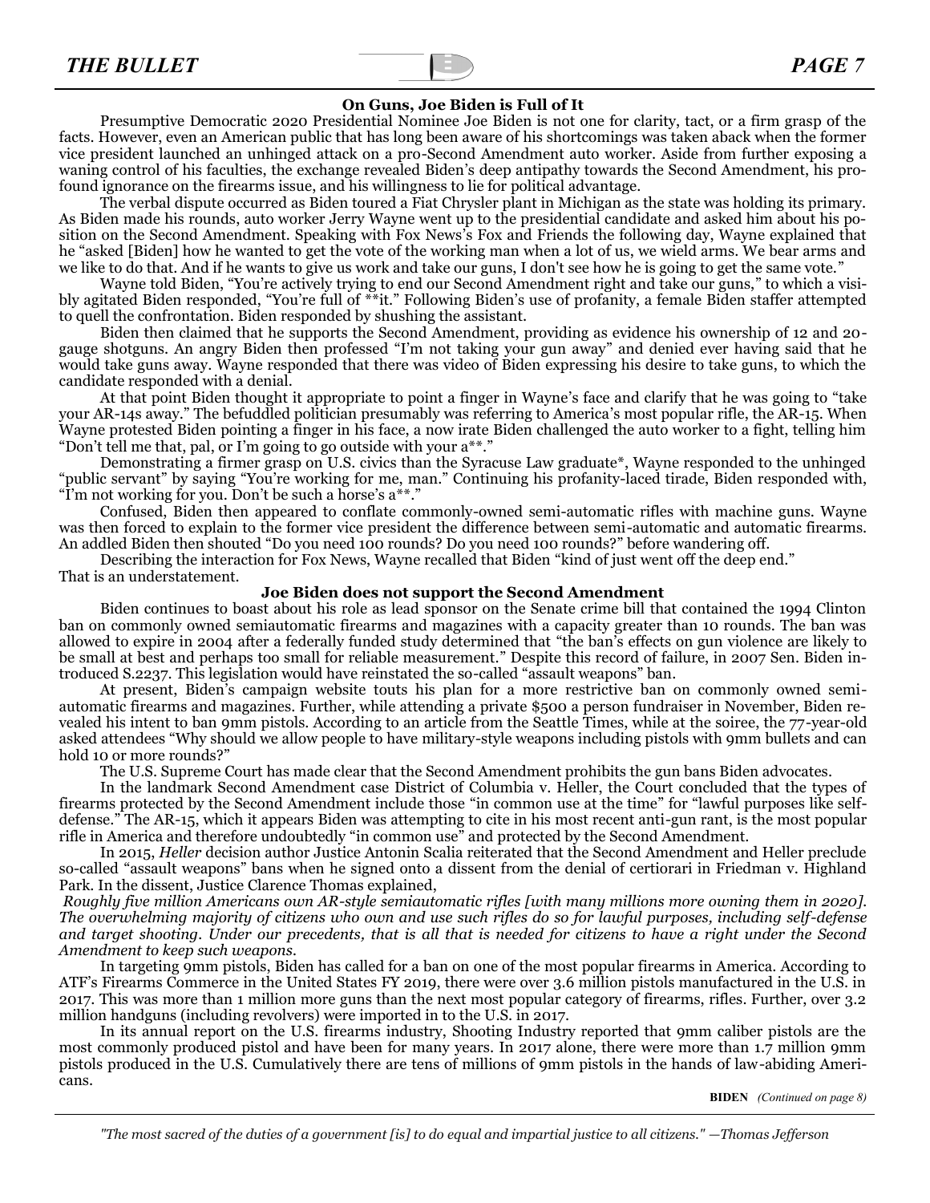### On Guns, Joe Biden is Full of It

Presumptive Democratic 2020 Presidential Nominee Joe Biden is not one for clarity, tact, or a firm grasp of the facts. However, even an American public that has long been aware of his shortcomings was taken aback when the former vice president launched an unhinged attack on a pro-Second Amendment auto worker. Aside from further exposing a waning control of his faculties, the exchange revealed Biden's deep antipathy towards the Second Amendment, his profound ignorance on the firearms issue, and his willingness to lie for political advantage.

The verbal dispute occurred as Biden toured a Fiat Chrysler plant in Michigan as the state was holding its primary. As Biden made his rounds, auto worker Jerry Wayne went up to the presidential candidate and asked him about his position on the Second Amendment. Speaking with Fox News's Fox and Friends the following day, Wayne explained that he "asked [Biden] how he wanted to get the vote of the working man when a lot of us, we wield arms. We bear arms and we like to do that. And if he wants to give us work and take our guns, I don't see how he is going to get the same vote."

Wayne told Biden, "You're actively trying to end our Second Amendment right and take our guns," to which a visibly agitated Biden responded, "You're full of **it." Following Biden's use of profanity, a female Biden staffer attempted to quell the confrontation. Biden responded by shushing the assistant.

Biden then claimed that he supports the Second Amendment, providing as evidence his ownership of 12 and 20-gauge shotguns. An angry Biden then professed "I'm not taking your gun away" and denied ever having said that he would take guns away. Wayne responded that there was video of Biden expressing his desire to take guns, to which the candidate responded with a denial.

At that point Biden thought it appropriate to point a finger in Wayne's face and clarify that he was going to "take your AR-14s away." The befuddled politician presumably was referring to America's most popular rifle, the AR-15. When Wayne protested Biden pointing a finger in his face, a now irate Biden challenged the auto worker to a fight, telling him "Don't tell me that, pal, or I'm going to go outside with your a**."

Demonstrating a firmer grasp on U.S. civics than the Syracuse Law graduate*, Wayne responded to the unhinged "public servant" by saying "You're working for me, man." Continuing his profanity-laced tirade, Biden responded with, "I'm not working for you. Don't be such a horse's a**."

Confused, Biden then appeared to conflate commonly-owned semi-automatic rifles with machine guns. Wayne was then forced to explain to the former vice president the difference between semi-automatic and automatic firearms. An addled Biden then shouted "Do you need 100 rounds? Do you need 100 rounds?" before wandering off.

Describing the interaction for Fox News, Wayne recalled that Biden "kind of just went off the deep end."
That is an understatement.

### Joe Biden does not support the Second Amendment

Biden continues to boast about his role as lead sponsor on the Senate crime bill that contained the 1994 Clinton ban on commonly owned semiautomatic firearms and magazines with a capacity greater than 10 rounds. The ban was allowed to expire in 2004 after a federally funded study determined that "the ban's effects on gun violence are likely to be small at best and perhaps too small for reliable measurement." Despite this record of failure, in 2007 Sen. Biden introduced S.2237. This legislation would have reinstated the so-called "assault weapons" ban.

At present, Biden's campaign website touts his plan for a more restrictive ban on commonly owned semi-automatic firearms and magazines. Further, while attending a private $500 a person fundraiser in November, Biden revealed his intent to ban 9mm pistols. According to an article from the Seattle Times, while at the soiree, the 77-year-old asked attendees "Why should we allow people to have military-style weapons including pistols with 9mm bullets and can hold 10 or more rounds?"

The U.S. Supreme Court has made clear that the Second Amendment prohibits the gun bans Biden advocates.

In the landmark Second Amendment case District of Columbia v. Heller, the Court concluded that the types of firearms protected by the Second Amendment include those "in common use at the time" for "lawful purposes like self-defense." The AR-15, which it appears Biden was attempting to cite in his most recent anti-gun rant, is the most popular rifle in America and therefore undoubtedly "in common use" and protected by the Second Amendment.

In 2015, *Heller* decision author Justice Antonin Scalia reiterated that the Second Amendment and Heller preclude so-called "assault weapons" bans when he signed onto a dissent from the denial of certiorari in Friedman v. Highland Park. In the dissent, Justice Clarence Thomas explained,

*Roughly five million Americans own AR-style semiautomatic rifles [with many millions more owning them in 2020]. The overwhelming majority of citizens who own and use such rifles do so for lawful purposes, including self-defense and target shooting. Under our precedents, that is all that is needed for citizens to have a right under the Second Amendment to keep such weapons.*

In targeting 9mm pistols, Biden has called for a ban on one of the most popular firearms in America. According to ATF's Firearms Commerce in the United States FY 2019, there were over 3.6 million pistols manufactured in the U.S. in 2017. This was more than 1 million more guns than the next most popular category of firearms, rifles. Further, over 3.2 million handguns (including revolvers) were imported in to the U.S. in 2017.

In its annual report on the U.S. firearms industry, Shooting Industry reported that 9mm caliber pistols are the most commonly produced pistol and have been for many years. In 2017 alone, there were more than 1.7 million 9mm pistols produced in the U.S. Cumulatively there are tens of millions of 9mm pistols in the hands of law-abiding Americans.

**BIDEN** *(Continued on page 8)*

*"The most sacred of the duties of a government [is] to do equal and impartial justice to all citizens." —Thomas Jefferson*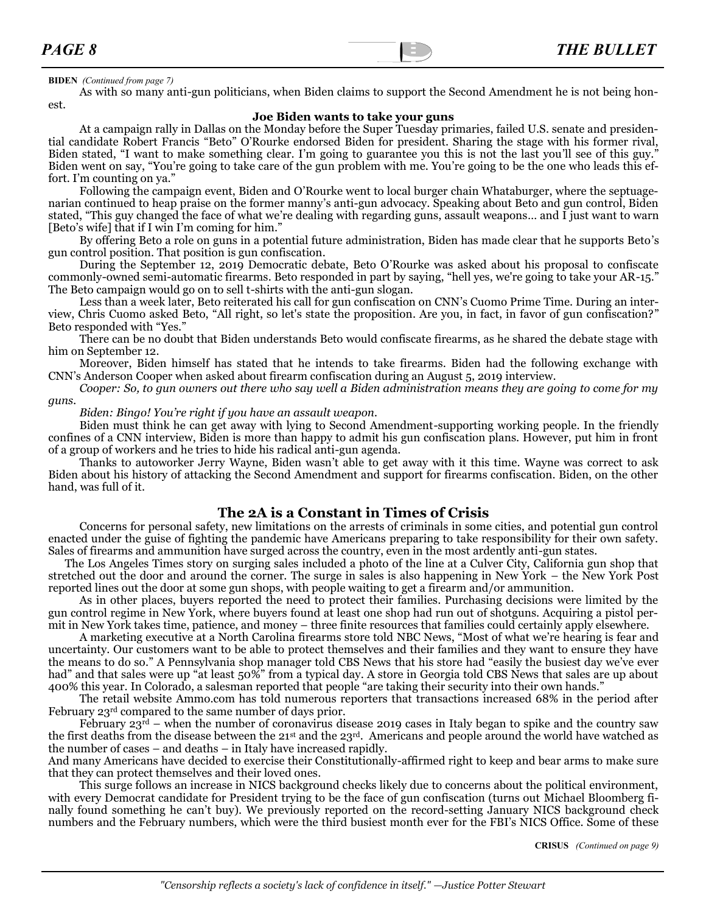**BIDEN** *(Continued from page 7)*

As with so many anti-gun politicians, when Biden claims to support the Second Amendment he is not being honest.

**Joe Biden wants to take your guns**

At a campaign rally in Dallas on the Monday before the Super Tuesday primaries, failed U.S. senate and presidential candidate Robert Francis "Beto" O'Rourke endorsed Biden for president. Sharing the stage with his former rival, Biden stated, "I want to make something clear. I'm going to guarantee you this is not the last you'll see of this guy." Biden went on say, "You're going to take care of the gun problem with me. You're going to be the one who leads this effort. I'm counting on ya."

Following the campaign event, Biden and O'Rourke went to local burger chain Whataburger, where the septuagenarian continued to heap praise on the former manny's anti-gun advocacy. Speaking about Beto and gun control, Biden stated, "This guy changed the face of what we're dealing with regarding guns, assault weapons… and I just want to warn [Beto's wife] that if I win I'm coming for him."

By offering Beto a role on guns in a potential future administration, Biden has made clear that he supports Beto's gun control position. That position is gun confiscation.

During the September 12, 2019 Democratic debate, Beto O'Rourke was asked about his proposal to confiscate commonly-owned semi-automatic firearms. Beto responded in part by saying, "hell yes, we're going to take your AR-15." The Beto campaign would go on to sell t-shirts with the anti-gun slogan.

Less than a week later, Beto reiterated his call for gun confiscation on CNN's Cuomo Prime Time. During an interview, Chris Cuomo asked Beto, "All right, so let's state the proposition. Are you, in fact, in favor of gun confiscation?" Beto responded with "Yes."

There can be no doubt that Biden understands Beto would confiscate firearms, as he shared the debate stage with him on September 12.

Moreover, Biden himself has stated that he intends to take firearms. Biden had the following exchange with CNN's Anderson Cooper when asked about firearm confiscation during an August 5, 2019 interview.

*Cooper: So, to gun owners out there who say well a Biden administration means they are going to come for my guns.*

*Biden: Bingo! You're right if you have an assault weapon.*

Biden must think he can get away with lying to Second Amendment-supporting working people. In the friendly confines of a CNN interview, Biden is more than happy to admit his gun confiscation plans. However, put him in front of a group of workers and he tries to hide his radical anti-gun agenda.

Thanks to autoworker Jerry Wayne, Biden wasn't able to get away with it this time. Wayne was correct to ask Biden about his history of attacking the Second Amendment and support for firearms confiscation. Biden, on the other hand, was full of it.

## The 2A is a Constant in Times of Crisis

Concerns for personal safety, new limitations on the arrests of criminals in some cities, and potential gun control enacted under the guise of fighting the pandemic have Americans preparing to take responsibility for their own safety. Sales of firearms and ammunition have surged across the country, even in the most ardently anti-gun states.

The Los Angeles Times story on surging sales included a photo of the line at a Culver City, California gun shop that stretched out the door and around the corner. The surge in sales is also happening in New York – the New York Post reported lines out the door at some gun shops, with people waiting to get a firearm and/or ammunition.

As in other places, buyers reported the need to protect their families. Purchasing decisions were limited by the gun control regime in New York, where buyers found at least one shop had run out of shotguns. Acquiring a pistol permit in New York takes time, patience, and money – three finite resources that families could certainly apply elsewhere.

A marketing executive at a North Carolina firearms store told NBC News, "Most of what we're hearing is fear and uncertainty. Our customers want to be able to protect themselves and their families and they want to ensure they have the means to do so." A Pennsylvania shop manager told CBS News that his store had "easily the busiest day we've ever had" and that sales were up "at least 50%" from a typical day. A store in Georgia told CBS News that sales are up about 400% this year. In Colorado, a salesman reported that people "are taking their security into their own hands."

The retail website Ammo.com has told numerous reporters that transactions increased 68% in the period after February 23rd compared to the same number of days prior.

February 23rd – when the number of coronavirus disease 2019 cases in Italy began to spike and the country saw the first deaths from the disease between the 21st and the 23rd. Americans and people around the world have watched as the number of cases – and deaths – in Italy have increased rapidly.

And many Americans have decided to exercise their Constitutionally-affirmed right to keep and bear arms to make sure that they can protect themselves and their loved ones.

This surge follows an increase in NICS background checks likely due to concerns about the political environment, with every Democrat candidate for President trying to be the face of gun confiscation (turns out Michael Bloomberg finally found something he can't buy). We previously reported on the record-setting January NICS background check numbers and the February numbers, which were the third busiest month ever for the FBI's NICS Office. Some of these

**CRISUS** *(Continued on page 9)*

*"Censorship reflects a society's lack of confidence in itself." —Justice Potter Stewart*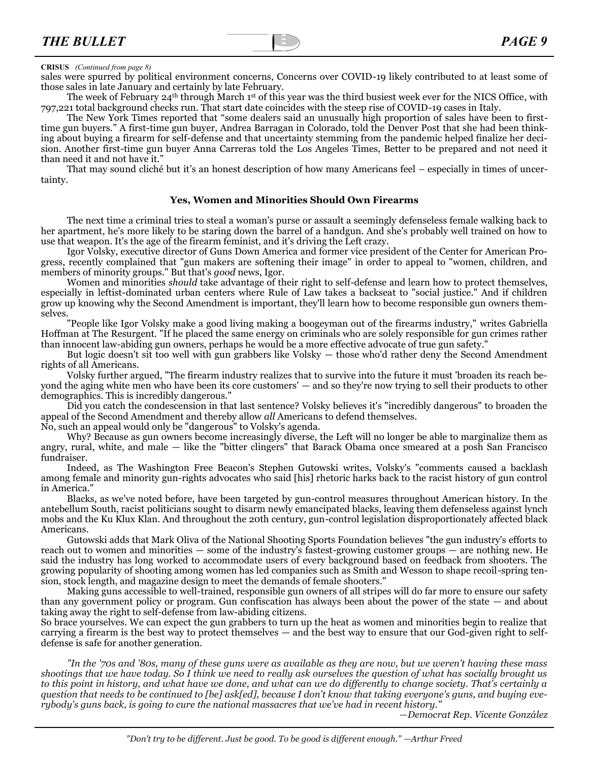**CRISUS** *(Continued from page 8)*

sales were spurred by political environment concerns, Concerns over COVID-19 likely contributed to at least some of those sales in late January and certainly by late February.

The week of February 24th through March 1st of this year was the third busiest week ever for the NICS Office, with 797,221 total background checks run. That start date coincides with the steep rise of COVID-19 cases in Italy.

The New York Times reported that "some dealers said an unusually high proportion of sales have been to first-time gun buyers." A first-time gun buyer, Andrea Barragan in Colorado, told the Denver Post that she had been thinking about buying a firearm for self-defense and that uncertainty stemming from the pandemic helped finalize her decision. Another first-time gun buyer Anna Carreras told the Los Angeles Times, Better to be prepared and not need it than need it and not have it."

That may sound cliché but it's an honest description of how many Americans feel – especially in times of uncertainty.

### Yes, Women and Minorities Should Own Firearms

The next time a criminal tries to steal a woman's purse or assault a seemingly defenseless female walking back to her apartment, he's more likely to be staring down the barrel of a handgun. And she's probably well trained on how to use that weapon. It's the age of the firearm feminist, and it's driving the Left crazy.

Igor Volsky, executive director of Guns Down America and former vice president of the Center for American Progress, recently complained that "gun makers are softening their image" in order to appeal to "women, children, and members of minority groups." But that's *good* news, Igor.

Women and minorities *should* take advantage of their right to self-defense and learn how to protect themselves, especially in leftist-dominated urban centers where Rule of Law takes a backseat to "social justice." And if children grow up knowing why the Second Amendment is important, they'll learn how to become responsible gun owners themselves.

"People like Igor Volsky make a good living making a boogeyman out of the firearms industry," writes Gabriella Hoffman at The Resurgent. "If he placed the same energy on criminals who are solely responsible for gun crimes rather than innocent law-abiding gun owners, perhaps he would be a more effective advocate of true gun safety."

But logic doesn't sit too well with gun grabbers like Volsky — those who'd rather deny the Second Amendment rights of all Americans.

Volsky further argued, "The firearm industry realizes that to survive into the future it must 'broaden its reach beyond the aging white men who have been its core customers' — and so they're now trying to sell their products to other demographics. This is incredibly dangerous."

Did you catch the condescension in that last sentence? Volsky believes it's "incredibly dangerous" to broaden the appeal of the Second Amendment and thereby allow *all* Americans to defend themselves.

No, such an appeal would only be "dangerous" to Volsky's agenda.

Why? Because as gun owners become increasingly diverse, the Left will no longer be able to marginalize them as angry, rural, white, and male — like the "bitter clingers" that Barack Obama once smeared at a posh San Francisco fundraiser.

Indeed, as The Washington Free Beacon's Stephen Gutowski writes, Volsky's "comments caused a backlash among female and minority gun-rights advocates who said [his] rhetoric harks back to the racist history of gun control in America."

Blacks, as we've noted before, have been targeted by gun-control measures throughout American history. In the antebellum South, racist politicians sought to disarm newly emancipated blacks, leaving them defenseless against lynch mobs and the Ku Klux Klan. And throughout the 20th century, gun-control legislation disproportionately affected black Americans.

Gutowski adds that Mark Oliva of the National Shooting Sports Foundation believes "the gun industry's efforts to reach out to women and minorities — some of the industry's fastest-growing customer groups — are nothing new. He said the industry has long worked to accommodate users of every background based on feedback from shooters. The growing popularity of shooting among women has led companies such as Smith and Wesson to shape recoil-spring tension, stock length, and magazine design to meet the demands of female shooters."

Making guns accessible to well-trained, responsible gun owners of all stripes will do far more to ensure our safety than any government policy or program. Gun confiscation has always been about the power of the state — and about taking away the right to self-defense from law-abiding citizens.

So brace yourselves. We can expect the gun grabbers to turn up the heat as women and minorities begin to realize that carrying a firearm is the best way to protect themselves — and the best way to ensure that our God-given right to self-defense is safe for another generation.

*"In the '70s and '80s, many of these guns were as available as they are now, but we weren't having these mass shootings that we have today. So I think we need to really ask ourselves the question of what has socially brought us to this point in history, and what have we done, and what can we do differently to change society. That's certainly a question that needs to be continued to [be] ask[ed], because I don't know that taking everyone's guns, and buying everybody's guns back, is going to cure the national massacres that we've had in recent history."*

*—Democrat Rep. Vicente González*

*"Don't try to be different. Just be good. To be good is different enough." —Arthur Freed*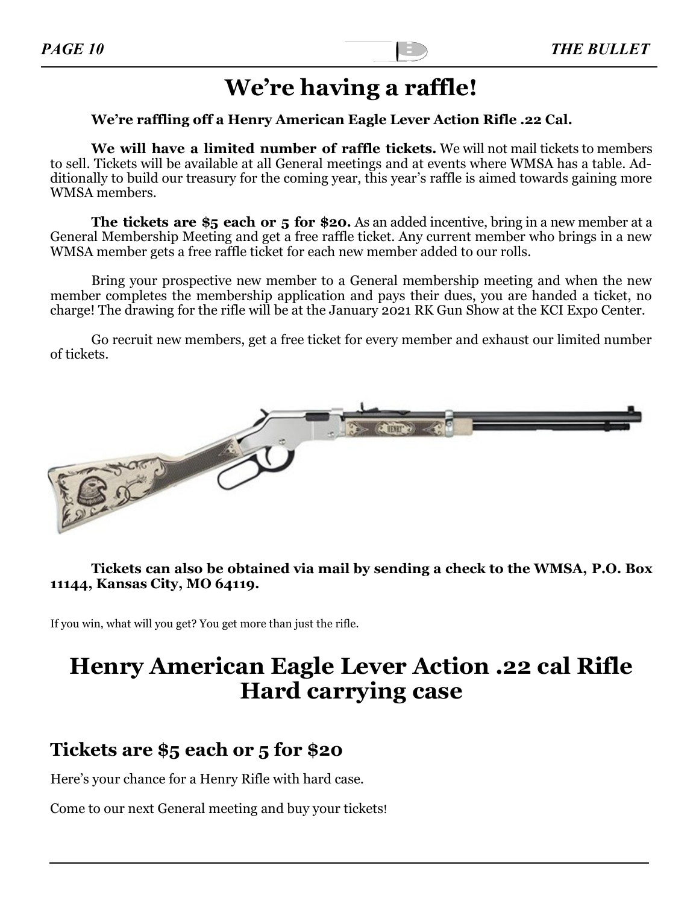# We're having a raffle!

**We're raffling off a Henry American Eagle Lever Action Rifle .22 Cal.**

**We will have a limited number of raffle tickets.** We will not mail tickets to members to sell. Tickets will be available at all General meetings and at events where WMSA has a table. Additionally to build our treasury for the coming year, this year's raffle is aimed towards gaining more WMSA members.

**The tickets are $5 each or 5 for $20.** As an added incentive, bring in a new member at a General Membership Meeting and get a free raffle ticket. Any current member who brings in a new WMSA member gets a free raffle ticket for each new member added to our rolls.

Bring your prospective new member to a General membership meeting and when the new member completes the membership application and pays their dues, you are handed a ticket, no charge! The drawing for the rifle will be at the January 2021 RK Gun Show at the KCI Expo Center.

Go recruit new members, get a free ticket for every member and exhaust our limited number of tickets.

**Tickets can also be obtained via mail by sending a check to the WMSA, P.O. Box 11144, Kansas City, MO 64119.**

If you win, what will you get? You get more than just the rifle.

# Henry American Eagle Lever Action .22 cal Rifle Hard carrying case

## Tickets are $5 each or 5 for $20

Here's your chance for a Henry Rifle with hard case.

Come to our next General meeting and buy your tickets!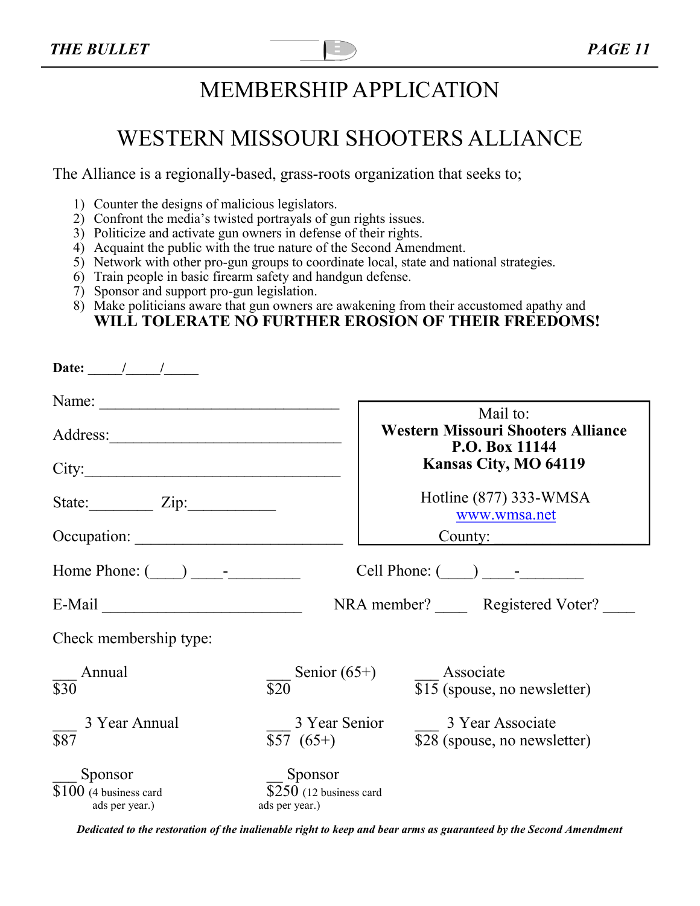# MEMBERSHIP APPLICATION

# WESTERN MISSOURI SHOOTERS ALLIANCE

The Alliance is a regionally-based, grass-roots organization that seeks to;

1) Counter the designs of malicious legislators.
2) Confront the media's twisted portrayals of gun rights issues.
3) Politicize and activate gun owners in defense of their rights.
4) Acquaint the public with the true nature of the Second Amendment.
5) Network with other pro-gun groups to coordinate local, state and national strategies.
6) Train people in basic firearm safety and handgun defense.
7) Sponsor and support pro-gun legislation.
8) Make politicians aware that gun owners are awakening from their accustomed apathy and **WILL TOLERATE NO FURTHER EROSION OF THEIR FREEDOMS!**

**Date: _____/_____/_____**

Name: ______________________________

Address:_____________________________

City:________________________________

State:________ Zip:___________

Occupation: __________________________

Mail to:
**Western Missouri Shooters Alliance**
**P.O. Box 11144**
**Kansas City, MO 64119**

Hotline (877) 333-WMSA
www.wmsa.net

County: ________________

Home Phone: (____) ____-_________ Cell Phone: (____) ____-________

E-Mail _________________________ NRA member? ____ Registered Voter? ____

Check membership type:

___ Annual $30 ___ Senior (65+) $20 ___ Associate $15 (spouse, no newsletter)

___ 3 Year Annual $87 ___ 3 Year Senior $57 (65+) ___ 3 Year Associate $28 (spouse, no newsletter)

___ Sponsor $100 (4 business card ads per year.) __ Sponsor $250 (12 business card ads per year.)

***Dedicated to the restoration of the inalienable right to keep and bear arms as guaranteed by the Second Amendment***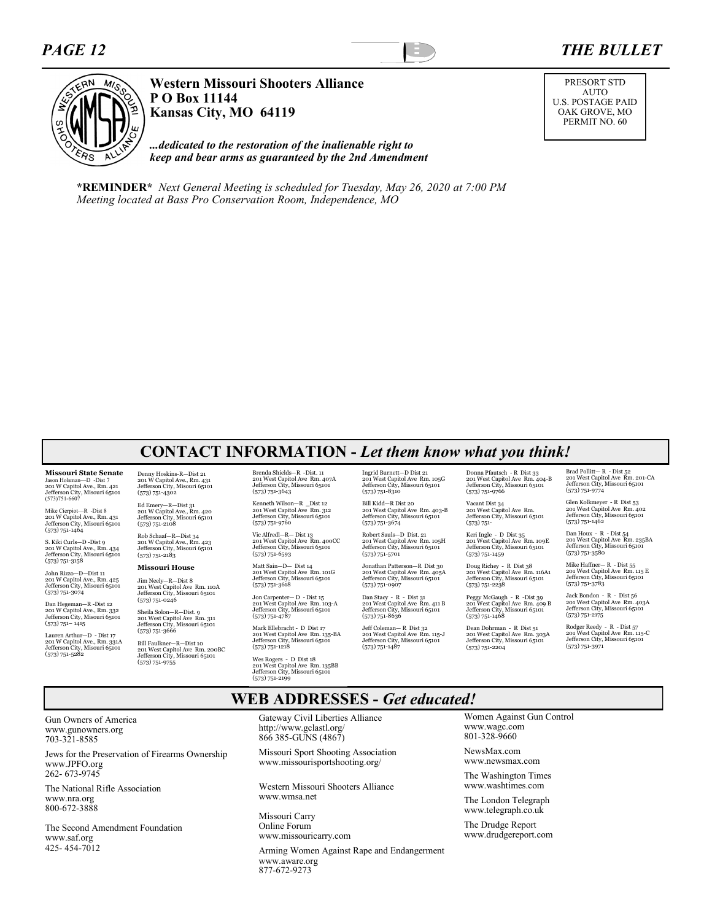**Western Missouri Shooters Alliance**
**P O Box 11144**
**Kansas City, MO 64119**

*...dedicated to the restoration of the inalienable right to keep and bear arms as guaranteed by the 2nd Amendment*

PRESORT STD
AUTO
U.S. POSTAGE PAID
OAK GROVE, MO
PERMIT NO. 60

**\*REMINDER\*** *Next General Meeting is scheduled for Tuesday, May 26, 2020 at 7:00 PM Meeting located at Bass Pro Conservation Room, Independence, MO*

## CONTACT INFORMATION - *Let them know what you think!*

**Missouri State Senate**

Jason Holsman—D -Dist 7
201 W Capitol Ave., Rm. 421
Jefferson City, Missouri 65101
(573)751-6607

Mike Cierpiot—R -Dist 8
201 W Capitol Ave., Rm. 431
Jefferson City, Missouri 65101
(573) 751-1464

S. Kiki Curls—D -Dist 9
201 W Capitol Ave., Rm. 434
Jefferson City, Missouri 65101
(573) 751-3158

John Rizzo—D—Dist 11
201 W Capitol Ave., Rm. 425
Jefferson City, Missouri 65101
(573) 751-3074

Dan Hegeman—R -Dist 12
201 W Capitol Ave., Rm. 332
Jefferson City, Missouri 65101
(573) 751– 1415

Lauren Arthur—D - Dist 17
201 W Capitol Ave., Rm. 331A
Jefferson City, Missouri 65101
(573) 751-5282

Denny Hoskins-R—Dist 21
201 W Capitol Ave., Rm. 431
Jefferson City, Missouri 65101
(573) 751-4302

Ed Emery—R—Dist 31
201 W Capitol Ave., Rm. 420
Jefferson City, Missouri 65101
(573) 751-2108

Rob Schaaf—R—Dist 34
201 W Capitol Ave., Rm. 423
Jefferson City, Missouri 65101
(573) 751-2183

**Missouri House**

Jim Neely—R—Dist 8
201 West Capitol Ave Rm. 110A
Jefferson City, Missouri 65101
(573) 751-0246

Sheila Solon—R—Dist. 9
201 West Capitol Ave Rm. 311
Jefferson City, Missouri 65101
(573) 751-3666

Bill Faulkner—R—Dist 10
201 West Capitol Ave Rm. 200BC
Jefferson City, Missouri 65101
(573) 751-9755

Brenda Shields—R -Dist. 11
201 West Capitol Ave Rm. 407A
Jefferson City, Missouri 65101
(573) 751-3643

Kenneth Wilson—R _Dist 12
201 West Capitol Ave Rm. 312
Jefferson City, Missouri 65101
(573) 751-9760

Vic Alfredl—R— Dist 13
201 West Capitol Ave Rm. 400CC
Jefferson City, Missouri 65101
(573) 751-6593

Matt Sain—D— Dist 14
201 West Capitol Ave Rm. 101G
Jefferson City, Missouri 65101
(573) 751-3618

Jon Carpenter— D - Dist 15
201 West Capitol Ave Rm. 103-A
Jefferson City, Missouri 65101
(573) 751-4787

Mark Ellebracht - D Dist 17
201 West Capitol Ave Rm. 135-BA
Jefferson City, Missouri 65101
(573) 751-1218

Wes Rogers - D Dist 18
201 West Capitol Ave Rm. 135BB
Jefferson City, Missouri 65101
(573) 751-2199

Ingrid Burnett—D Dist 21
201 West Capitol Ave Rm. 105G
Jefferson City, Missouri 65101
(573) 751-8310

Bill Kidd—R Dist 20
201 West Capitol Ave Rm. 403-B
Jefferson City, Missouri 65101
(573) 751-3674

Robert Sauls—D Dist. 21
201 West Capitol Ave Rm. 105H
Jefferson City, Missouri 65101
(573) 751-5701

Jonathan Patterson—R Dist 30
201 West Capitol Ave Rm. 405A
Jefferson City, Missouri 65101
(573) 751-0907

Dan Stacy - R - Dist 31
201 West Capitol Ave Rm. 411 B
Jefferson City, Missouri 65101
(573) 751-8636

Jeff Coleman— R Dist 32
201 West Capitol Ave Rm. 115-J
Jefferson City, Missouri 65101
(573) 751-1487

Donna Pfautsch - R Dist 33
201 West Capitol Ave Rm. 404-B
Jefferson City, Missouri 65101
(573) 751-9766

Vacant Dist 34
201 West Capitol Ave Rm.
Jefferson City, Missouri 65101
(573) 751-

Keri Ingle - D Dist 35
201 West Capitol Ave Rm. 109E
Jefferson City, Missouri 65101
(573) 751-1459

Doug Richey - R Dist 38
201 West Capitol Ave Rm. 116A1
Jefferson City, Missouri 65101
(573) 751-2238

Peggy McGaugh - R -Dist 39
201 West Capitol Ave Rm. 409 B
Jefferson City, Missouri 65101
(573) 751-1468

Dean Dohrman - R Dist 51
201 West Capitol Ave Rm. 303A
Jefferson City, Missouri 65101
(573) 751-2204

Brad Pollitt— R - Dist 52
201 West Capitol Ave Rm. 201-CA
Jefferson City, Missouri 65101
(573) 751-9774

Glen Kolkmeyer - R Dist 53
201 West Capitol Ave Rm. 402
Jefferson City, Missouri 65101
(573) 751-1462

Dan Houx - R - Dist 54
201 West Capitol Ave Rm. 235BA
Jefferson City, Missouri 65101
(573) 751-3580

Mike Haffner— R - Dist 55
201 West Capitol Ave Rm. 115 E
Jefferson City, Missouri 65101
(573) 751-3783

Jack Bondon - R - Dist 56
201 West Capitol Ave Rm. 403A
Jefferson City, Missouri 65101
(573) 751-2175

Rodger Reedy - R - Dist 57
201 West Capitol Ave Rm. 115-C
Jefferson City, Missouri 65101
(573) 751-3971

## WEB ADDRESSES - *Get educated!*

Gun Owners of America
www.gunowners.org
703-321-8585

Jews for the Preservation of Firearms Ownership
www.JPFO.org
262- 673-9745

The National Rifle Association
www.nra.org
800-672-3888

The Second Amendment Foundation
www.saf.org
425- 454-7012

Gateway Civil Liberties Alliance
http://www.gclastl.org/
866 385-GUNS (4867)

Missouri Sport Shooting Association
www.missourisportshooting.org/

Western Missouri Shooters Alliance
www.wmsa.net

Missouri Carry
Online Forum
www.missouricarry.com

Arming Women Against Rape and Endangerment
www.aware.org
877-672-9273

Women Against Gun Control
www.wagc.com
801-328-9660

NewsMax.com
www.newsmax.com

The Washington Times
www.washtimes.com

The London Telegraph
www.telegraph.co.uk

The Drudge Report
www.drudgereport.com